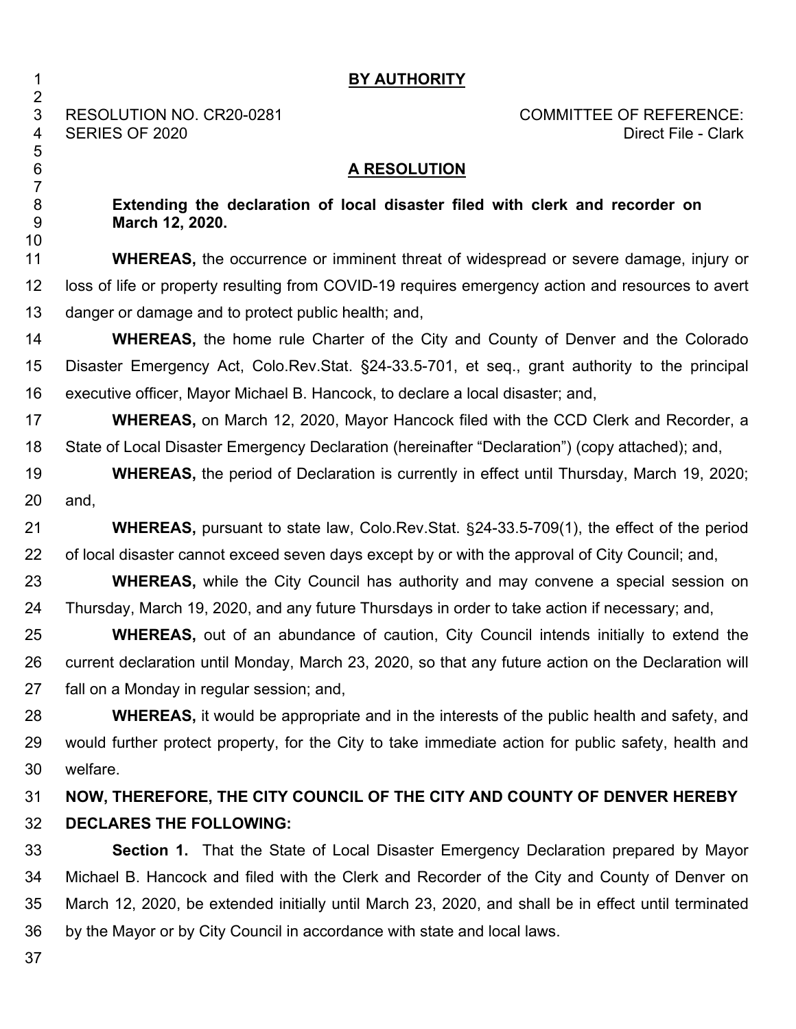**BY AUTHORITY**

RESOLUTION NO. CR20-0281
SERIES OF 2020

COMMITTEE OF REFERENCE:
Direct File - Clark

**A RESOLUTION**

**Extending the declaration of local disaster filed with clerk and recorder on March 12, 2020.**

**WHEREAS,** the occurrence or imminent threat of widespread or severe damage, injury or loss of life or property resulting from COVID-19 requires emergency action and resources to avert danger or damage and to protect public health; and,

**WHEREAS,** the home rule Charter of the City and County of Denver and the Colorado Disaster Emergency Act, Colo.Rev.Stat. §24-33.5-701, et seq., grant authority to the principal executive officer, Mayor Michael B. Hancock, to declare a local disaster; and,

**WHEREAS,** on March 12, 2020, Mayor Hancock filed with the CCD Clerk and Recorder, a State of Local Disaster Emergency Declaration (hereinafter "Declaration") (copy attached); and,

**WHEREAS,** the period of Declaration is currently in effect until Thursday, March 19, 2020; and,

**WHEREAS,** pursuant to state law, Colo.Rev.Stat. §24-33.5-709(1), the effect of the period of local disaster cannot exceed seven days except by or with the approval of City Council; and,

**WHEREAS,** while the City Council has authority and may convene a special session on Thursday, March 19, 2020, and any future Thursdays in order to take action if necessary; and,

**WHEREAS,** out of an abundance of caution, City Council intends initially to extend the current declaration until Monday, March 23, 2020, so that any future action on the Declaration will fall on a Monday in regular session; and,

**WHEREAS,** it would be appropriate and in the interests of the public health and safety, and would further protect property, for the City to take immediate action for public safety, health and welfare.

**NOW, THEREFORE, THE CITY COUNCIL OF THE CITY AND COUNTY OF DENVER HEREBY DECLARES THE FOLLOWING:**

**Section 1.** That the State of Local Disaster Emergency Declaration prepared by Mayor Michael B. Hancock and filed with the Clerk and Recorder of the City and County of Denver on March 12, 2020, be extended initially until March 23, 2020, and shall be in effect until terminated by the Mayor or by City Council in accordance with state and local laws.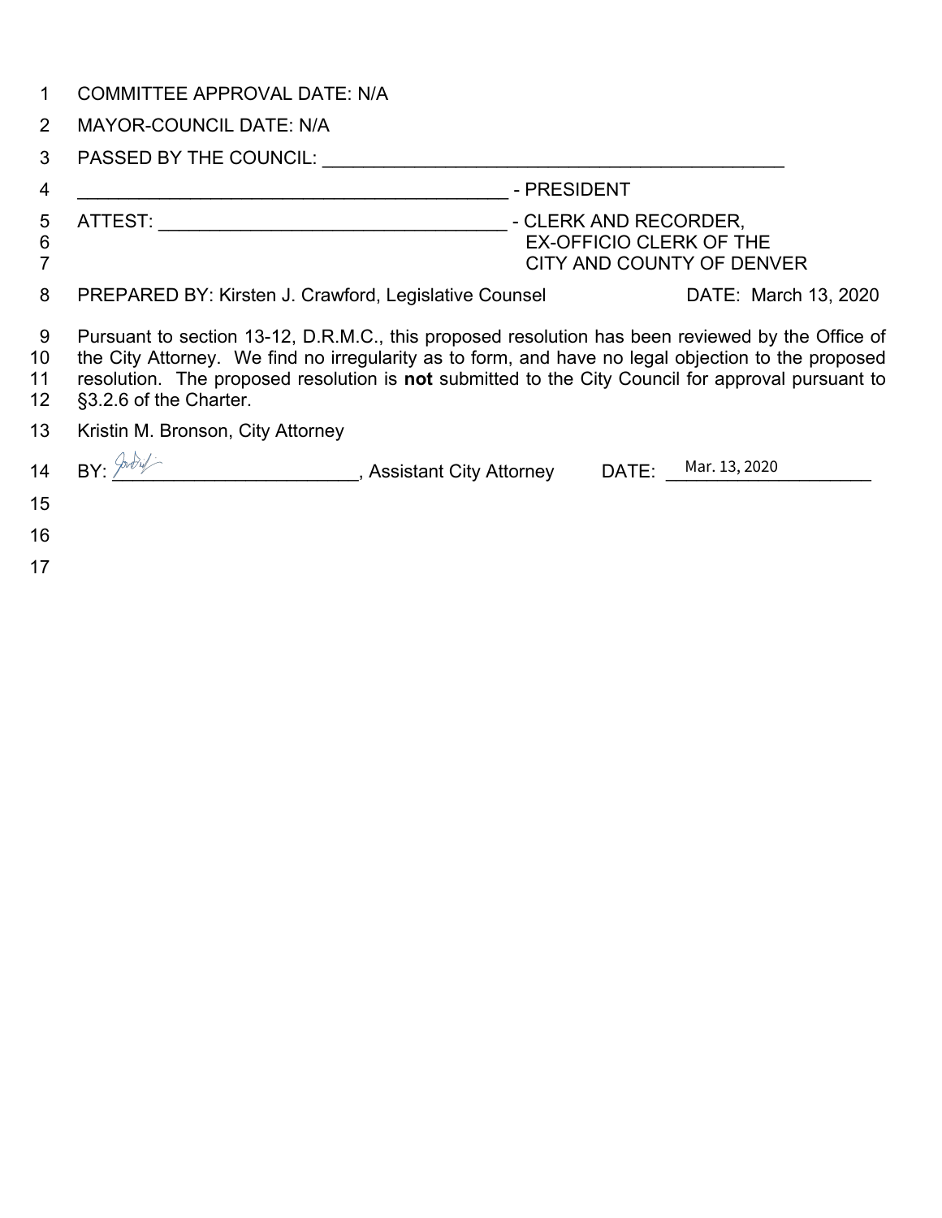COMMITTEE APPROVAL DATE: N/A

MAYOR-COUNCIL DATE: N/A

PASSED BY THE COUNCIL: _______________________________________________

___________________________________________ - PRESIDENT

ATTEST: __________________________________ - CLERK AND RECORDER,
EX-OFFICIO CLERK OF THE
CITY AND COUNTY OF DENVER

PREPARED BY: Kirsten J. Crawford, Legislative Counsel DATE: March 13, 2020

Pursuant to section 13-12, D.R.M.C., this proposed resolution has been reviewed by the Office of the City Attorney. We find no irregularity as to form, and have no legal objection to the proposed resolution. The proposed resolution is **not** submitted to the City Council for approval pursuant to §3.2.6 of the Charter.

Kristin M. Bronson, City Attorney

BY: _________________________, Assistant City Attorney DATE: Mar. 13, 2020